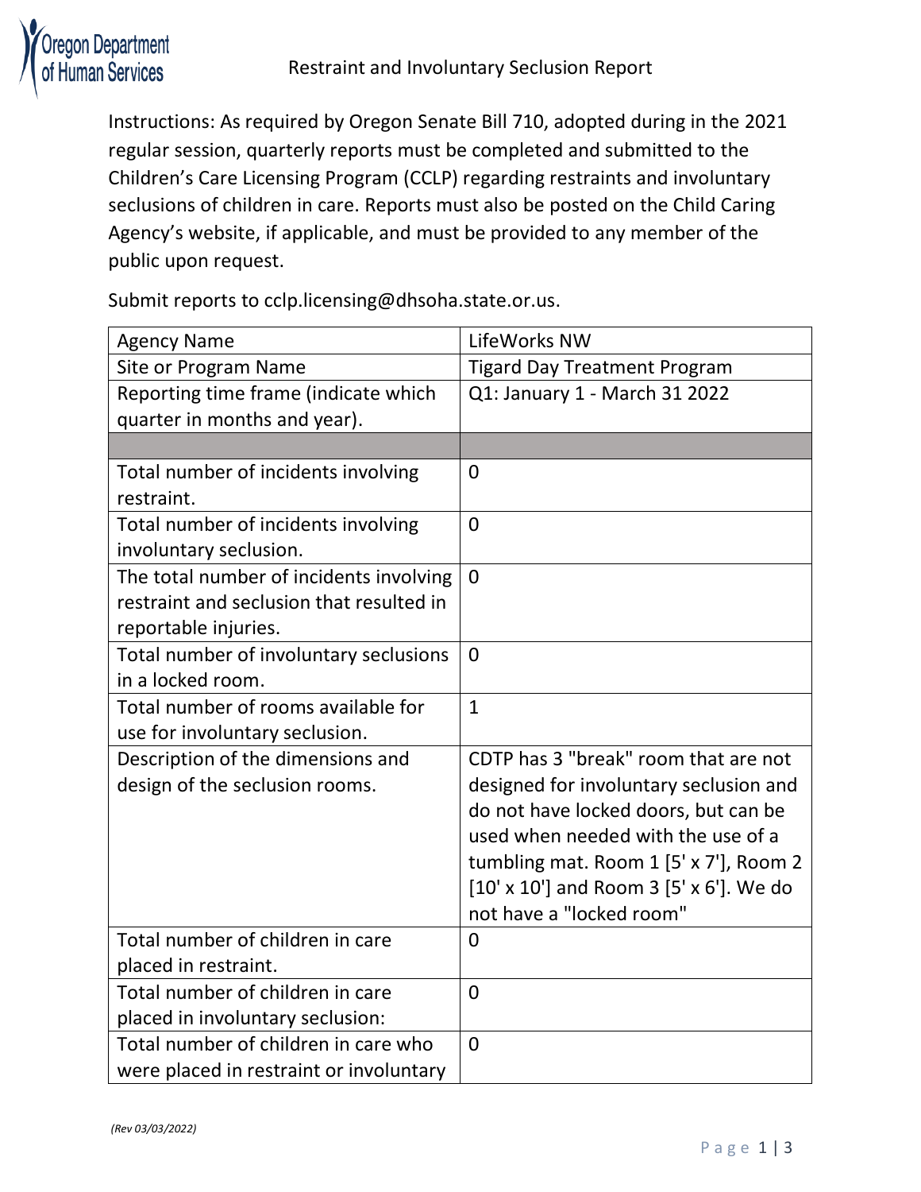# Restraint and Involuntary Seclusion Report

Instructions: As required by Oregon Senate Bill 710, adopted during in the 2021 regular session, quarterly reports must be completed and submitted to the Children's Care Licensing Program (CCLP) regarding restraints and involuntary seclusions of children in care. Reports must also be posted on the Child Caring Agency's website, if applicable, and must be provided to any member of the public upon request.

Submit reports to cclp.licensing@dhsoha.state.or.us.

| Agency Name | LifeWorks NW |
|---|---|
| Site or Program Name | Tigard Day Treatment Program |
| Reporting time frame (indicate which quarter in months and year). | Q1: January 1 - March 31 2022 |
| | |
| Total number of incidents involving restraint. | 0 |
| Total number of incidents involving involuntary seclusion. | 0 |
| The total number of incidents involving restraint and seclusion that resulted in reportable injuries. | 0 |
| Total number of involuntary seclusions in a locked room. | 0 |
| Total number of rooms available for use for involuntary seclusion. | 1 |
| Description of the dimensions and design of the seclusion rooms. | CDTP has 3 "break" room that are not designed for involuntary seclusion and do not have locked doors, but can be used when needed with the use of a tumbling mat. Room 1 [5' x 7'], Room 2 [10' x 10'] and Room 3 [5' x 6']. We do not have a "locked room" |
| Total number of children in care placed in restraint. | 0 |
| Total number of children in care placed in involuntary seclusion: | 0 |
| Total number of children in care who were placed in restraint or involuntary | 0 |

*(Rev 03/03/2022)*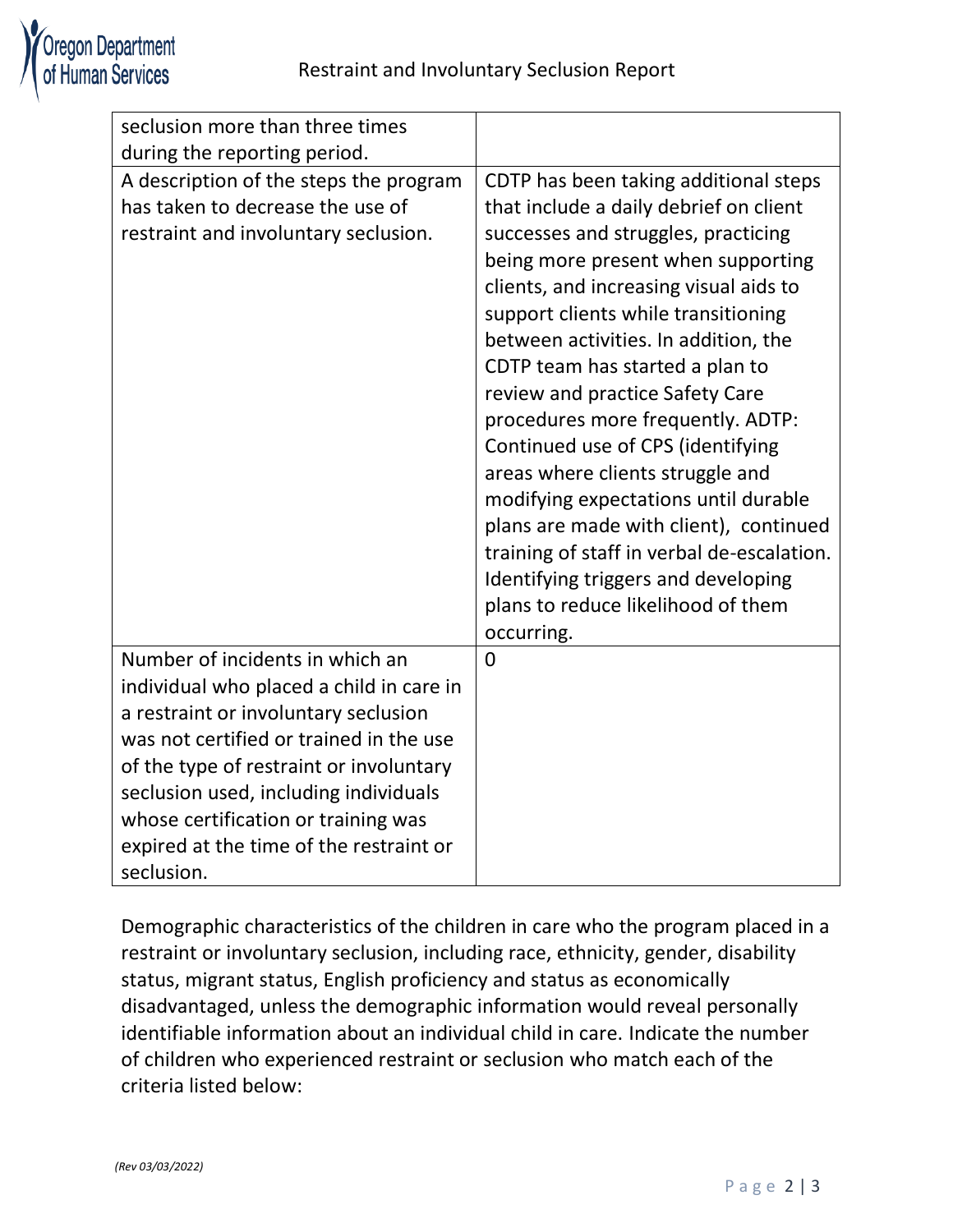| | |
|---|---|
| seclusion more than three times during the reporting period. | |
| A description of the steps the program has taken to decrease the use of restraint and involuntary seclusion. | CDTP has been taking additional steps that include a daily debrief on client successes and struggles, practicing being more present when supporting clients, and increasing visual aids to support clients while transitioning between activities. In addition, the CDTP team has started a plan to review and practice Safety Care procedures more frequently. ADTP: Continued use of CPS (identifying areas where clients struggle and modifying expectations until durable plans are made with client), continued training of staff in verbal de-escalation. Identifying triggers and developing plans to reduce likelihood of them occurring. |
| Number of incidents in which an individual who placed a child in care in a restraint or involuntary seclusion was not certified or trained in the use of the type of restraint or involuntary seclusion used, including individuals whose certification or training was expired at the time of the restraint or seclusion. | 0 |

Demographic characteristics of the children in care who the program placed in a restraint or involuntary seclusion, including race, ethnicity, gender, disability status, migrant status, English proficiency and status as economically disadvantaged, unless the demographic information would reveal personally identifiable information about an individual child in care. Indicate the number of children who experienced restraint or seclusion who match each of the criteria listed below: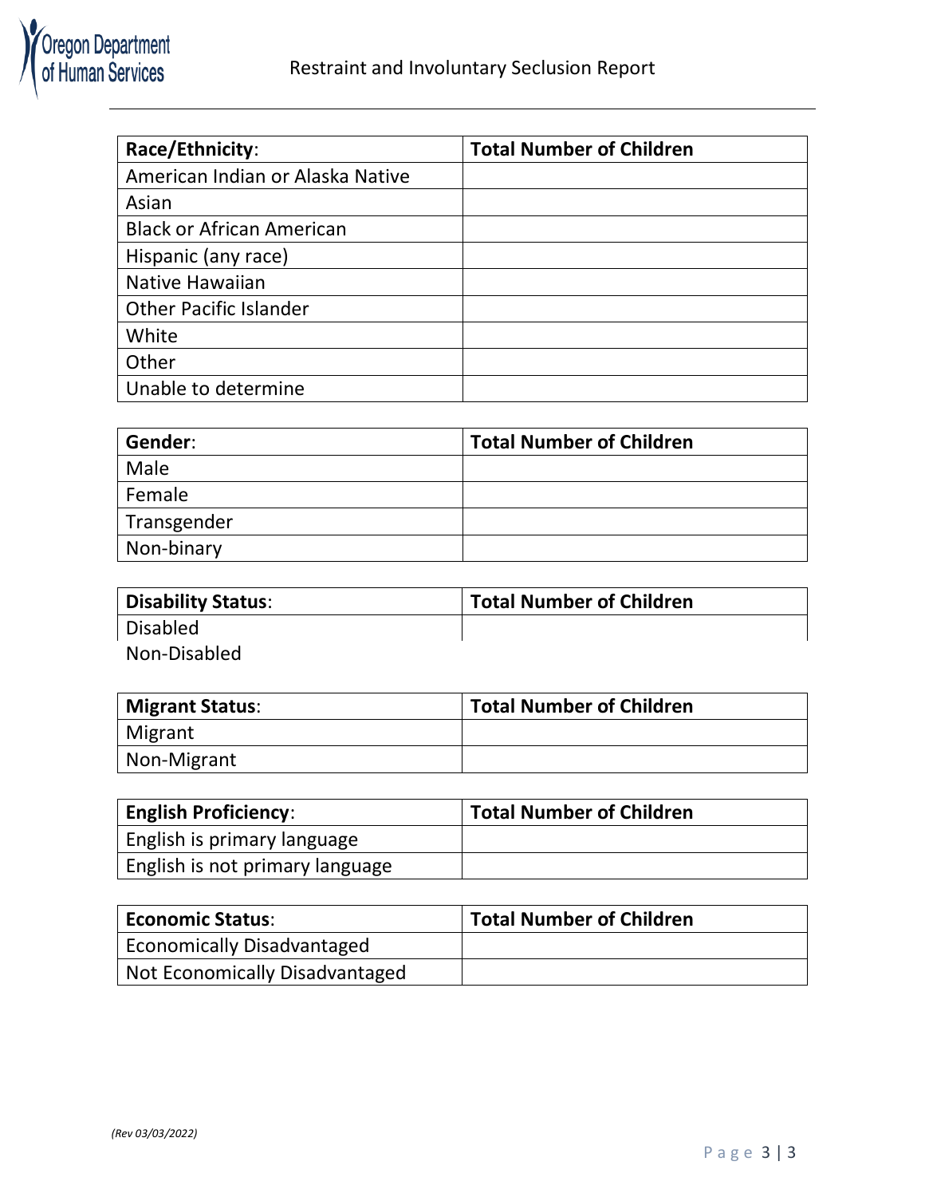| **Race/Ethnicity**: | **Total Number of Children** |
|---|---|
| American Indian or Alaska Native | |
| Asian | |
| Black or African American | |
| Hispanic (any race) | |
| Native Hawaiian | |
| Other Pacific Islander | |
| White | |
| Other | |
| Unable to determine | |

| **Gender**: | **Total Number of Children** |
|---|---|
| Male | |
| Female | |
| Transgender | |
| Non-binary | |

| **Disability Status**: | **Total Number of Children** |
|---|---|
| Disabled | |
| Non-Disabled | |

| **Migrant Status**: | **Total Number of Children** |
|---|---|
| Migrant | |
| Non-Migrant | |

| **English Proficiency**: | **Total Number of Children** |
|---|---|
| English is primary language | |
| English is not primary language | |

| **Economic Status**: | **Total Number of Children** |
|---|---|
| Economically Disadvantaged | |
| Not Economically Disadvantaged | |

*(Rev 03/03/2022)*